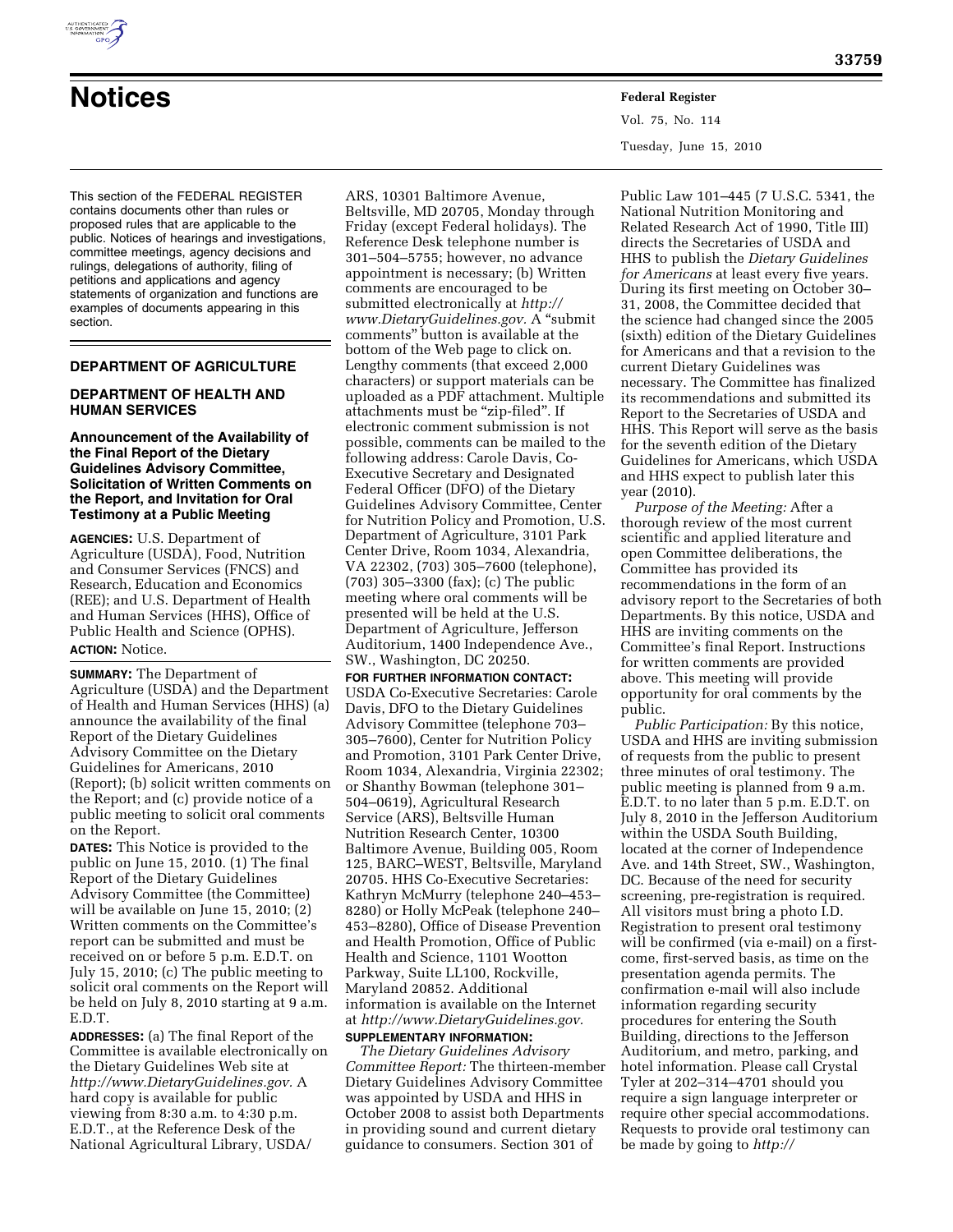# Notices

This section of the FEDERAL REGISTER contains documents other than rules or proposed rules that are applicable to the public. Notices of hearings and investigations, committee meetings, agency decisions and rulings, delegations of authority, filing of petitions and applications and agency statements of organization and functions are examples of documents appearing in this section.

## DEPARTMENT OF AGRICULTURE

## DEPARTMENT OF HEALTH AND HUMAN SERVICES

### Announcement of the Availability of the Final Report of the Dietary Guidelines Advisory Committee, Solicitation of Written Comments on the Report, and Invitation for Oral Testimony at a Public Meeting

**AGENCIES:** U.S. Department of Agriculture (USDA), Food, Nutrition and Consumer Services (FNCS) and Research, Education and Economics (REE); and U.S. Department of Health and Human Services (HHS), Office of Public Health and Science (OPHS).

**ACTION:** Notice.

**SUMMARY:** The Department of Agriculture (USDA) and the Department of Health and Human Services (HHS) (a) announce the availability of the final Report of the Dietary Guidelines Advisory Committee on the Dietary Guidelines for Americans, 2010 (Report); (b) solicit written comments on the Report; and (c) provide notice of a public meeting to solicit oral comments on the Report.

**DATES:** This Notice is provided to the public on June 15, 2010. (1) The final Report of the Dietary Guidelines Advisory Committee (the Committee) will be available on June 15, 2010; (2) Written comments on the Committee's report can be submitted and must be received on or before 5 p.m. E.D.T. on July 15, 2010; (c) The public meeting to solicit oral comments on the Report will be held on July 8, 2010 starting at 9 a.m. E.D.T.

**ADDRESSES:** (a) The final Report of the Committee is available electronically on the Dietary Guidelines Web site at *http://www.DietaryGuidelines.gov.* A hard copy is available for public viewing from 8:30 a.m. to 4:30 p.m. E.D.T., at the Reference Desk of the National Agricultural Library, USDA/ARS, 10301 Baltimore Avenue, Beltsville, MD 20705, Monday through Friday (except Federal holidays). The Reference Desk telephone number is 301–504–5755; however, no advance appointment is necessary; (b) Written comments are encouraged to be submitted electronically at *http://www.DietaryGuidelines.gov.* A "submit comments" button is available at the bottom of the Web page to click on. Lengthy comments (that exceed 2,000 characters) or support materials can be uploaded as a PDF attachment. Multiple attachments must be "zip-filed". If electronic comment submission is not possible, comments can be mailed to the following address: Carole Davis, Co-Executive Secretary and Designated Federal Officer (DFO) of the Dietary Guidelines Advisory Committee, Center for Nutrition Policy and Promotion, U.S. Department of Agriculture, 3101 Park Center Drive, Room 1034, Alexandria, VA 22302, (703) 305–7600 (telephone), (703) 305–3300 (fax); (c) The public meeting where oral comments will be presented will be held at the U.S. Department of Agriculture, Jefferson Auditorium, 1400 Independence Ave., SW., Washington, DC 20250.

**FOR FURTHER INFORMATION CONTACT:** USDA Co-Executive Secretaries: Carole Davis, DFO to the Dietary Guidelines Advisory Committee (telephone 703–305–7600), Center for Nutrition Policy and Promotion, 3101 Park Center Drive, Room 1034, Alexandria, Virginia 22302; or Shanthy Bowman (telephone 301–504–0619), Agricultural Research Service (ARS), Beltsville Human Nutrition Research Center, 10300 Baltimore Avenue, Building 005, Room 125, BARC–WEST, Beltsville, Maryland 20705. HHS Co-Executive Secretaries: Kathryn McMurry (telephone 240–453–8280) or Holly McPeak (telephone 240–453–8280), Office of Disease Prevention and Health Promotion, Office of Public Health and Science, 1101 Wootton Parkway, Suite LL100, Rockville, Maryland 20852. Additional information is available on the Internet at *http://www.DietaryGuidelines.gov.*

**SUPPLEMENTARY INFORMATION:**

*The Dietary Guidelines Advisory Committee Report:* The thirteen-member Dietary Guidelines Advisory Committee was appointed by USDA and HHS in October 2008 to assist both Departments in providing sound and current dietary guidance to consumers. Section 301 of Public Law 101–445 (7 U.S.C. 5341, the National Nutrition Monitoring and Related Research Act of 1990, Title III) directs the Secretaries of USDA and HHS to publish the *Dietary Guidelines for Americans* at least every five years. During its first meeting on October 30–31, 2008, the Committee decided that the science had changed since the 2005 (sixth) edition of the Dietary Guidelines for Americans and that a revision to the current Dietary Guidelines was necessary. The Committee has finalized its recommendations and submitted its Report to the Secretaries of USDA and HHS. This Report will serve as the basis for the seventh edition of the Dietary Guidelines for Americans, which USDA and HHS expect to publish later this year (2010).

*Purpose of the Meeting:* After a thorough review of the most current scientific and applied literature and open Committee deliberations, the Committee has provided its recommendations in the form of an advisory report to the Secretaries of both Departments. By this notice, USDA and HHS are inviting comments on the Committee's final Report. Instructions for written comments are provided above. This meeting will provide opportunity for oral comments by the public.

*Public Participation:* By this notice, USDA and HHS are inviting submission of requests from the public to present three minutes of oral testimony. The public meeting is planned from 9 a.m. E.D.T. to no later than 5 p.m. E.D.T. on July 8, 2010 in the Jefferson Auditorium within the USDA South Building, located at the corner of Independence Ave. and 14th Street, SW., Washington, DC. Because of the need for security screening, pre-registration is required. All visitors must bring a photo I.D. Registration to present oral testimony will be confirmed (via e-mail) on a first-come, first-served basis, as time on the presentation agenda permits. The confirmation e-mail will also include information regarding security procedures for entering the South Building, directions to the Jefferson Auditorium, and metro, parking, and hotel information. Please call Crystal Tyler at 202–314–4701 should you require a sign language interpreter or require other special accommodations. Requests to provide oral testimony can be made by going to *http://*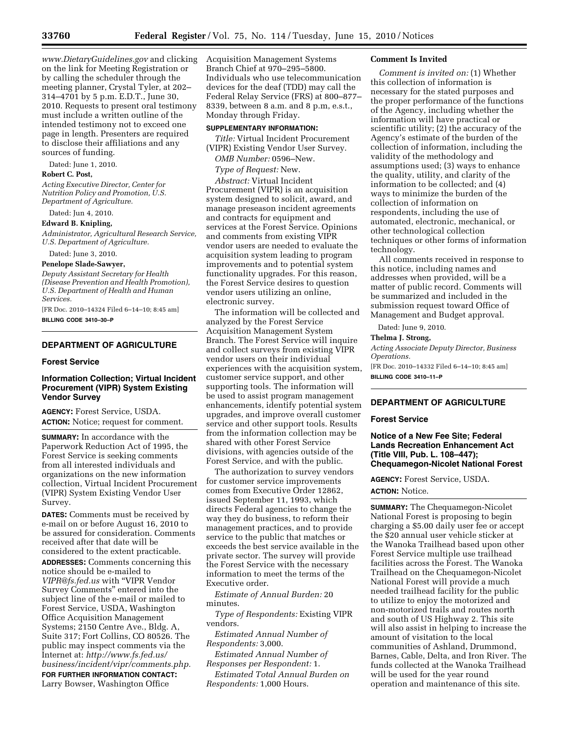*www.DietaryGuidelines.gov* and clicking on the link for Meeting Registration or by calling the scheduler through the meeting planner, Crystal Tyler, at 202–314–4701 by 5 p.m. E.D.T., June 30, 2010. Requests to present oral testimony must include a written outline of the intended testimony not to exceed one page in length. Presenters are required to disclose their affiliations and any sources of funding.

Dated: June 1, 2010.

**Robert C. Post,**

*Acting Executive Director, Center for Nutrition Policy and Promotion, U.S. Department of Agriculture.*

Dated: Jun 4, 2010.

**Edward B. Knipling,**

*Administrator, Agricultural Research Service, U.S. Department of Agriculture.*

Dated: June 3, 2010.

**Penelope Slade-Sawyer,**

*Deputy Assistant Secretary for Health (Disease Prevention and Health Promotion), U.S. Department of Health and Human Services.*

[FR Doc. 2010–14324 Filed 6–14–10; 8:45 am]

**BILLING CODE 3410–30–P**

## DEPARTMENT OF AGRICULTURE

### Forest Service

### Information Collection; Virtual Incident Procurement (VIPR) System Existing Vendor Survey

**AGENCY:** Forest Service, USDA.

**ACTION:** Notice; request for comment.

**SUMMARY:** In accordance with the Paperwork Reduction Act of 1995, the Forest Service is seeking comments from all interested individuals and organizations on the new information collection, Virtual Incident Procurement (VIPR) System Existing Vendor User Survey.

**DATES:** Comments must be received by e-mail on or before August 16, 2010 to be assured for consideration. Comments received after that date will be considered to the extent practicable.

**ADDRESSES:** Comments concerning this notice should be e-mailed to *VIPR@fs.fed.us* with "VIPR Vendor Survey Comments" entered into the subject line of the e-mail or mailed to Forest Service, USDA, Washington Office Acquisition Management Systems; 2150 Centre Ave., Bldg. A, Suite 317; Fort Collins, CO 80526. The public may inspect comments via the Internet at: *http://www.fs.fed.us/business/incident/vipr/comments.php.*

**FOR FURTHER INFORMATION CONTACT:** Larry Bowser, Washington Office Acquisition Management Systems Branch Chief at 970–295–5800. Individuals who use telecommunication devices for the deaf (TDD) may call the Federal Relay Service (FRS) at 800–877–8339, between 8 a.m. and 8 p.m, e.s.t., Monday through Friday.

**SUPPLEMENTARY INFORMATION:**

*Title:* Virtual Incident Procurement (VIPR) Existing Vendor User Survey.

*OMB Number:* 0596–New.

*Type of Request:* New.

*Abstract:* Virtual Incident Procurement (VIPR) is an acquisition system designed to solicit, award, and manage preseason incident agreements and contracts for equipment and services at the Forest Service. Opinions and comments from existing VIPR vendor users are needed to evaluate the acquisition system leading to program improvements and to potential system functionality upgrades. For this reason, the Forest Service desires to question vendor users utilizing an online, electronic survey.

The information will be collected and analyzed by the Forest Service Acquisition Management System Branch. The Forest Service will inquire and collect surveys from existing VIPR vendor users on their individual experiences with the acquisition system, customer service support, and other supporting tools. The information will be used to assist program management enhancements, identify potential system upgrades, and improve overall customer service and other support tools. Results from the information collection may be shared with other Forest Service divisions, with agencies outside of the Forest Service, and with the public.

The authorization to survey vendors for customer service improvements comes from Executive Order 12862, issued September 11, 1993, which directs Federal agencies to change the way they do business, to reform their management practices, and to provide service to the public that matches or exceeds the best service available in the private sector. The survey will provide the Forest Service with the necessary information to meet the terms of the Executive order.

*Estimate of Annual Burden:* 20 minutes.

*Type of Respondents:* Existing VIPR vendors.

*Estimated Annual Number of Respondents:* 3,000.

*Estimated Annual Number of Responses per Respondent:* 1.

*Estimated Total Annual Burden on Respondents:* 1,000 Hours.

**Comment Is Invited**

*Comment is invited on:* (1) Whether this collection of information is necessary for the stated purposes and the proper performance of the functions of the Agency, including whether the information will have practical or scientific utility; (2) the accuracy of the Agency's estimate of the burden of the collection of information, including the validity of the methodology and assumptions used; (3) ways to enhance the quality, utility, and clarity of the information to be collected; and (4) ways to minimize the burden of the collection of information on respondents, including the use of automated, electronic, mechanical, or other technological collection techniques or other forms of information technology.

All comments received in response to this notice, including names and addresses when provided, will be a matter of public record. Comments will be summarized and included in the submission request toward Office of Management and Budget approval.

Dated: June 9, 2010.

**Thelma J. Strong,**

*Acting Associate Deputy Director, Business Operations.*

[FR Doc. 2010–14332 Filed 6–14–10; 8:45 am]

**BILLING CODE 3410–11–P**

## DEPARTMENT OF AGRICULTURE

### Forest Service

### Notice of a New Fee Site; Federal Lands Recreation Enhancement Act (Title VIII, Pub. L. 108–447); Chequamegon-Nicolet National Forest

**AGENCY:** Forest Service, USDA.

**ACTION:** Notice.

**SUMMARY:** The Chequamegon-Nicolet National Forest is proposing to begin charging a $5.00 daily user fee or accept the $20 annual user vehicle sticker at the Wanoka Trailhead based upon other Forest Service multiple use trailhead facilities across the Forest. The Wanoka Trailhead on the Chequamegon-Nicolet National Forest will provide a much needed trailhead facility for the public to utilize to enjoy the motorized and non-motorized trails and routes north and south of US Highway 2. This site will also assist in helping to increase the amount of visitation to the local communities of Ashland, Drummond, Barnes, Cable, Delta, and Iron River. The funds collected at the Wanoka Trailhead will be used for the year round operation and maintenance of this site.